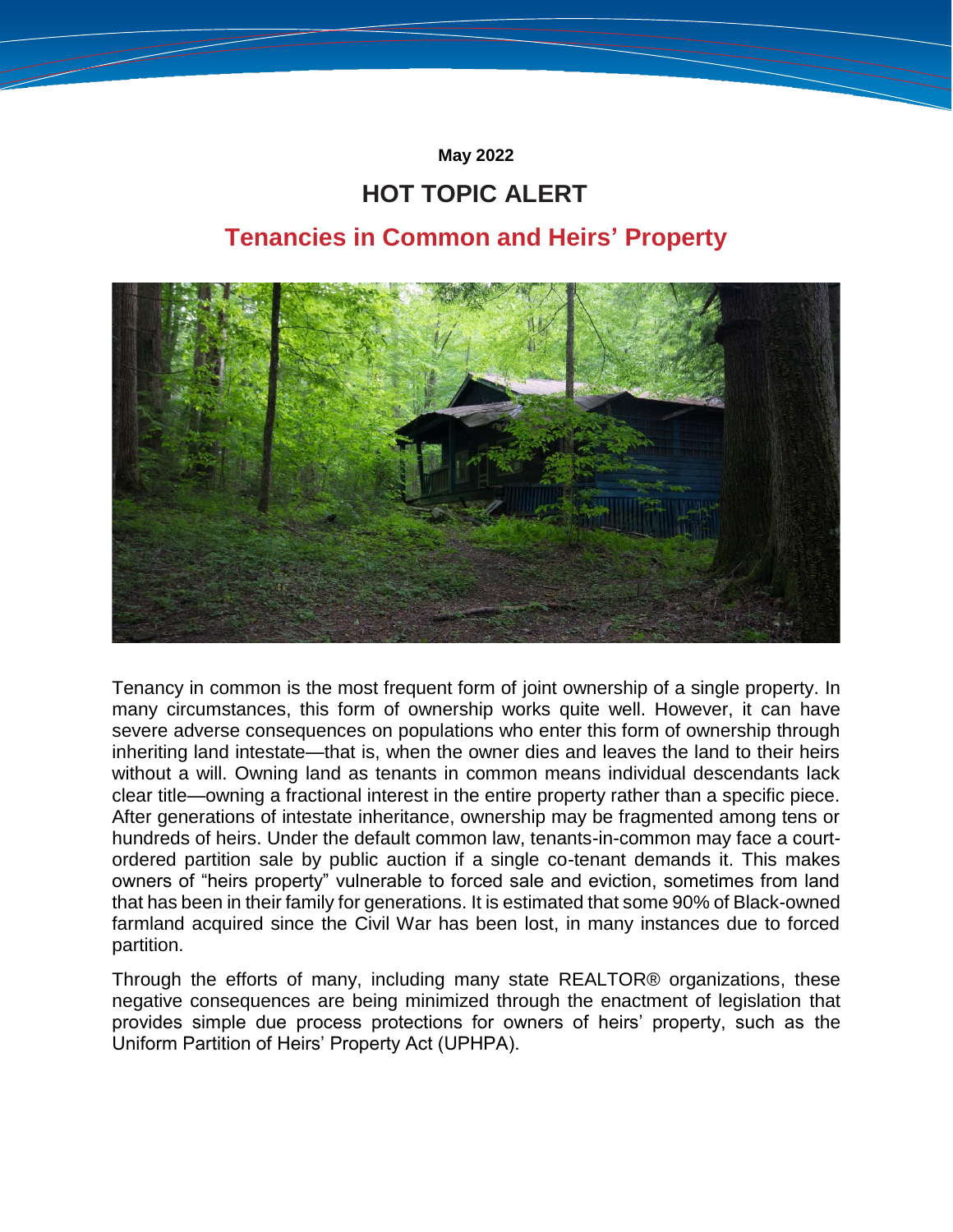May 2022

# HOT TOPIC ALERT

## Tenancies in Common and Heirs' Property

Tenancy in common is the most frequent form of joint ownership of a single property. In many circumstances, this form of ownership works quite well. However, it can have severe adverse consequences on populations who enter this form of ownership through inheriting land intestate—that is, when the owner dies and leaves the land to their heirs without a will. Owning land as tenants in common means individual descendants lack clear title—owning a fractional interest in the entire property rather than a specific piece. After generations of intestate inheritance, ownership may be fragmented among tens or hundreds of heirs. Under the default common law, tenants-in-common may face a court-ordered partition sale by public auction if a single co-tenant demands it. This makes owners of "heirs property" vulnerable to forced sale and eviction, sometimes from land that has been in their family for generations. It is estimated that some 90% of Black-owned farmland acquired since the Civil War has been lost, in many instances due to forced partition.

Through the efforts of many, including many state REALTOR® organizations, these negative consequences are being minimized through the enactment of legislation that provides simple due process protections for owners of heirs' property, such as the Uniform Partition of Heirs' Property Act (UPHPA).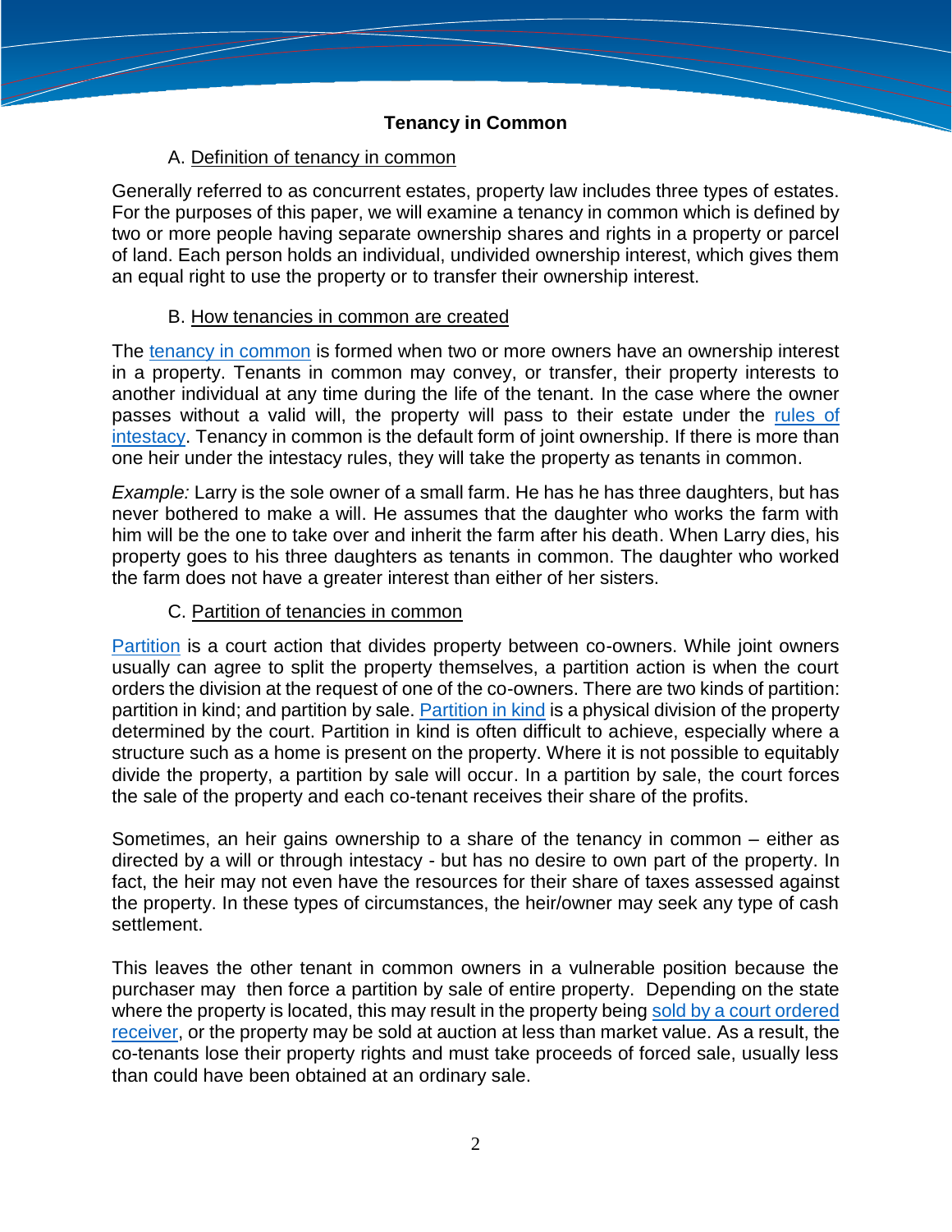## Tenancy in Common

### A. Definition of tenancy in common

Generally referred to as concurrent estates, property law includes three types of estates. For the purposes of this paper, we will examine a tenancy in common which is defined by two or more people having separate ownership shares and rights in a property or parcel of land. Each person holds an individual, undivided ownership interest, which gives them an equal right to use the property or to transfer their ownership interest.

### B. How tenancies in common are created

The tenancy in common is formed when two or more owners have an ownership interest in a property. Tenants in common may convey, or transfer, their property interests to another individual at any time during the life of the tenant. In the case where the owner passes without a valid will, the property will pass to their estate under the rules of intestacy. Tenancy in common is the default form of joint ownership. If there is more than one heir under the intestacy rules, they will take the property as tenants in common.

*Example:* Larry is the sole owner of a small farm. He has he has three daughters, but has never bothered to make a will. He assumes that the daughter who works the farm with him will be the one to take over and inherit the farm after his death. When Larry dies, his property goes to his three daughters as tenants in common. The daughter who worked the farm does not have a greater interest than either of her sisters.

### C. Partition of tenancies in common

Partition is a court action that divides property between co-owners. While joint owners usually can agree to split the property themselves, a partition action is when the court orders the division at the request of one of the co-owners. There are two kinds of partition: partition in kind; and partition by sale. Partition in kind is a physical division of the property determined by the court. Partition in kind is often difficult to achieve, especially where a structure such as a home is present on the property. Where it is not possible to equitably divide the property, a partition by sale will occur. In a partition by sale, the court forces the sale of the property and each co-tenant receives their share of the profits.

Sometimes, an heir gains ownership to a share of the tenancy in common – either as directed by a will or through intestacy - but has no desire to own part of the property. In fact, the heir may not even have the resources for their share of taxes assessed against the property. In these types of circumstances, the heir/owner may seek any type of cash settlement.

This leaves the other tenant in common owners in a vulnerable position because the purchaser may then force a partition by sale of entire property. Depending on the state where the property is located, this may result in the property being sold by a court ordered receiver, or the property may be sold at auction at less than market value. As a result, the co-tenants lose their property rights and must take proceeds of forced sale, usually less than could have been obtained at an ordinary sale.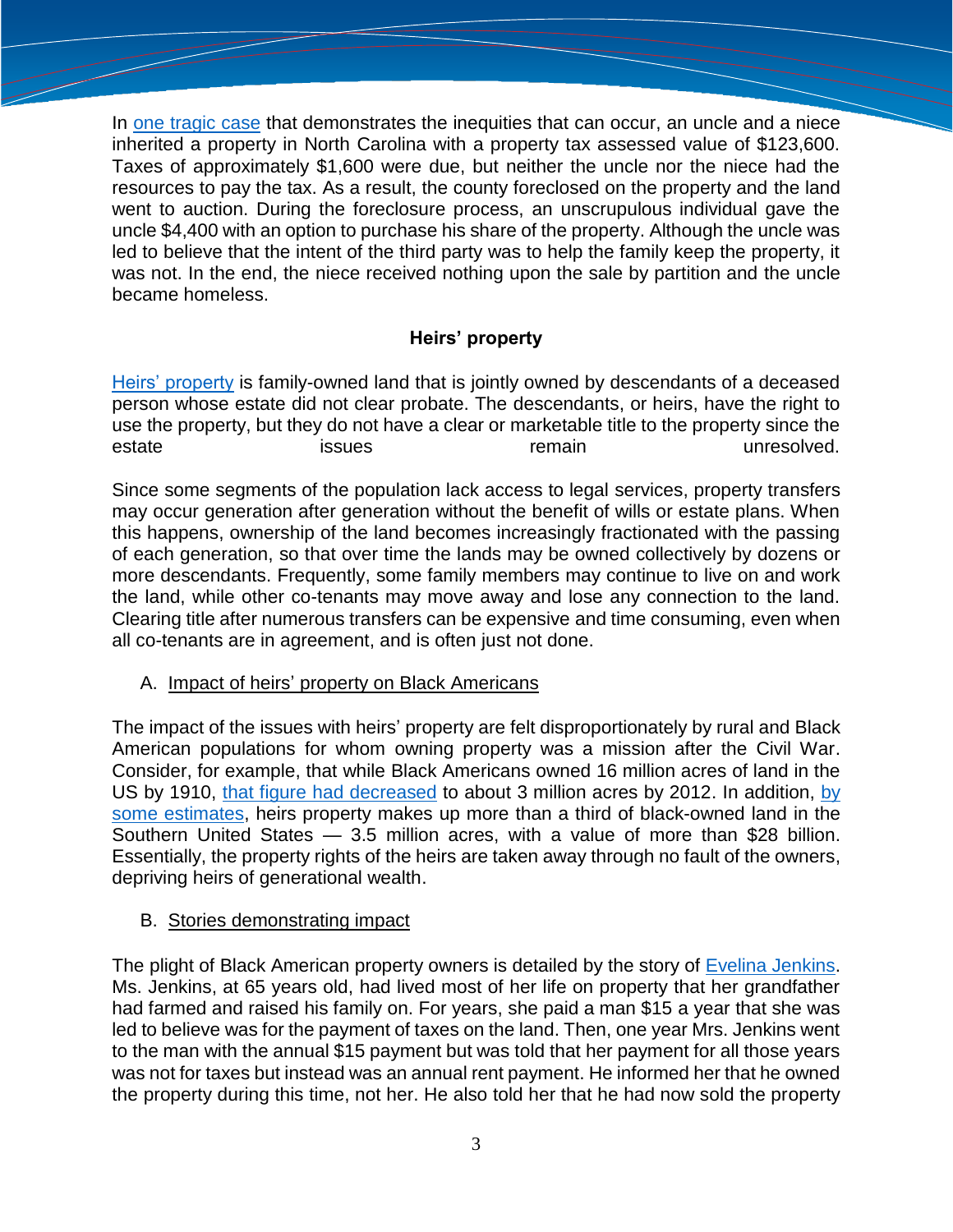In one tragic case that demonstrates the inequities that can occur, an uncle and a niece inherited a property in North Carolina with a property tax assessed value of $123,600. Taxes of approximately $1,600 were due, but neither the uncle nor the niece had the resources to pay the tax. As a result, the county foreclosed on the property and the land went to auction. During the foreclosure process, an unscrupulous individual gave the uncle $4,400 with an option to purchase his share of the property. Although the uncle was led to believe that the intent of the third party was to help the family keep the property, it was not. In the end, the niece received nothing upon the sale by partition and the uncle became homeless.

## Heirs' property

Heirs' property is family-owned land that is jointly owned by descendants of a deceased person whose estate did not clear probate. The descendants, or heirs, have the right to use the property, but they do not have a clear or marketable title to the property since the estate issues remain unresolved.

Since some segments of the population lack access to legal services, property transfers may occur generation after generation without the benefit of wills or estate plans. When this happens, ownership of the land becomes increasingly fractionated with the passing of each generation, so that over time the lands may be owned collectively by dozens or more descendants. Frequently, some family members may continue to live on and work the land, while other co-tenants may move away and lose any connection to the land. Clearing title after numerous transfers can be expensive and time consuming, even when all co-tenants are in agreement, and is often just not done.

### A. Impact of heirs' property on Black Americans

The impact of the issues with heirs' property are felt disproportionately by rural and Black American populations for whom owning property was a mission after the Civil War. Consider, for example, that while Black Americans owned 16 million acres of land in the US by 1910, that figure had decreased to about 3 million acres by 2012. In addition, by some estimates, heirs property makes up more than a third of black-owned land in the Southern United States — 3.5 million acres, with a value of more than $28 billion. Essentially, the property rights of the heirs are taken away through no fault of the owners, depriving heirs of generational wealth.

### B. Stories demonstrating impact

The plight of Black American property owners is detailed by the story of Evelina Jenkins. Ms. Jenkins, at 65 years old, had lived most of her life on property that her grandfather had farmed and raised his family on. For years, she paid a man $15 a year that she was led to believe was for the payment of taxes on the land. Then, one year Mrs. Jenkins went to the man with the annual $15 payment but was told that her payment for all those years was not for taxes but instead was an annual rent payment. He informed her that he owned the property during this time, not her. He also told her that he had now sold the property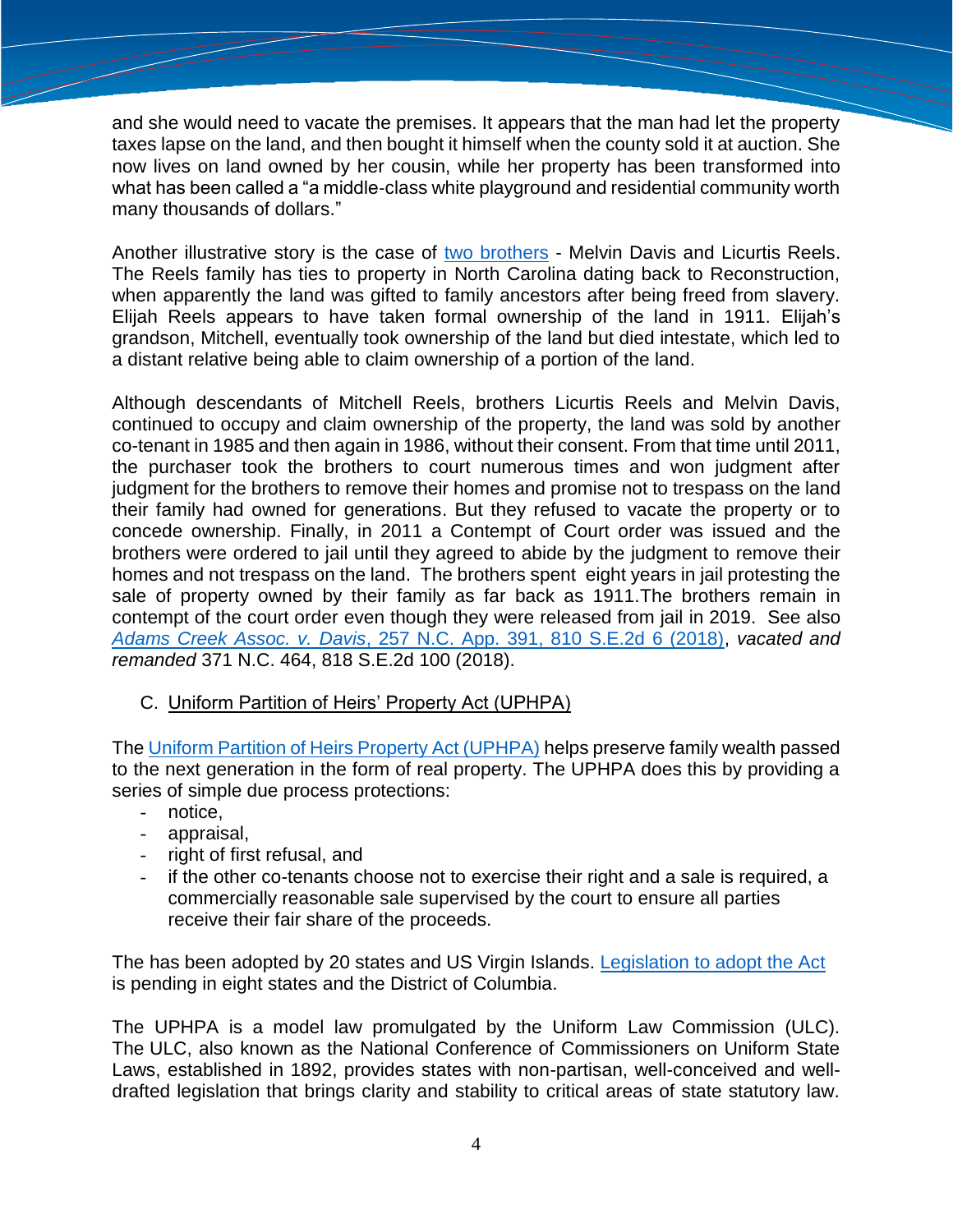and she would need to vacate the premises. It appears that the man had let the property taxes lapse on the land, and then bought it himself when the county sold it at auction. She now lives on land owned by her cousin, while her property has been transformed into what has been called a "a middle-class white playground and residential community worth many thousands of dollars."

Another illustrative story is the case of [two brothers]() - Melvin Davis and Licurtis Reels. The Reels family has ties to property in North Carolina dating back to Reconstruction, when apparently the land was gifted to family ancestors after being freed from slavery. Elijah Reels appears to have taken formal ownership of the land in 1911. Elijah's grandson, Mitchell, eventually took ownership of the land but died intestate, which led to a distant relative being able to claim ownership of a portion of the land.

Although descendants of Mitchell Reels, brothers Licurtis Reels and Melvin Davis, continued to occupy and claim ownership of the property, the land was sold by another co-tenant in 1985 and then again in 1986, without their consent. From that time until 2011, the purchaser took the brothers to court numerous times and won judgment after judgment for the brothers to remove their homes and promise not to trespass on the land their family had owned for generations. But they refused to vacate the property or to concede ownership. Finally, in 2011 a Contempt of Court order was issued and the brothers were ordered to jail until they agreed to abide by the judgment to remove their homes and not trespass on the land. The brothers spent eight years in jail protesting the sale of property owned by their family as far back as 1911.The brothers remain in contempt of the court order even though they were released from jail in 2019. See also [*Adams Creek Assoc. v. Davis*, 257 N.C. App. 391, 810 S.E.2d 6 (2018)](), *vacated and remanded* 371 N.C. 464, 818 S.E.2d 100 (2018).

### C. Uniform Partition of Heirs' Property Act (UPHPA)

The [Uniform Partition of Heirs Property Act (UPHPA)]() helps preserve family wealth passed to the next generation in the form of real property. The UPHPA does this by providing a series of simple due process protections:

- notice,
- appraisal,
- right of first refusal, and
- if the other co-tenants choose not to exercise their right and a sale is required, a commercially reasonable sale supervised by the court to ensure all parties receive their fair share of the proceeds.

The has been adopted by 20 states and US Virgin Islands. [Legislation to adopt the Act]() is pending in eight states and the District of Columbia.

The UPHPA is a model law promulgated by the Uniform Law Commission (ULC). The ULC, also known as the National Conference of Commissioners on Uniform State Laws, established in 1892, provides states with non-partisan, well-conceived and well-drafted legislation that brings clarity and stability to critical areas of state statutory law.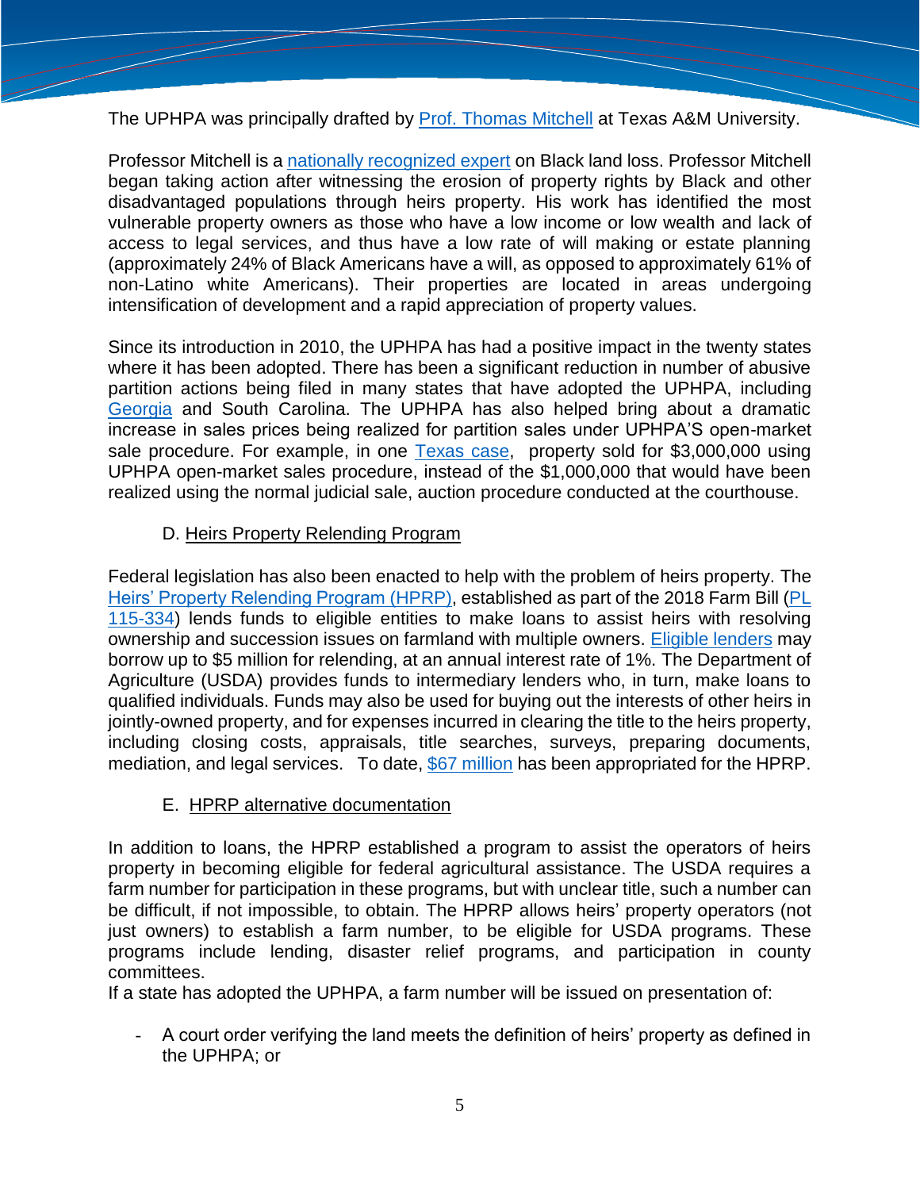The UPHPA was principally drafted by [Prof. Thomas Mitchell](#) at Texas A&M University.

Professor Mitchell is a [nationally recognized expert](#) on Black land loss. Professor Mitchell began taking action after witnessing the erosion of property rights by Black and other disadvantaged populations through heirs property. His work has identified the most vulnerable property owners as those who have a low income or low wealth and lack of access to legal services, and thus have a low rate of will making or estate planning (approximately 24% of Black Americans have a will, as opposed to approximately 61% of non-Latino white Americans). Their properties are located in areas undergoing intensification of development and a rapid appreciation of property values.

Since its introduction in 2010, the UPHPA has had a positive impact in the twenty states where it has been adopted. There has been a significant reduction in number of abusive partition actions being filed in many states that have adopted the UPHPA, including [Georgia](#) and South Carolina. The UPHPA has also helped bring about a dramatic increase in sales prices being realized for partition sales under UPHPA'S open-market sale procedure. For example, in one [Texas case](#), property sold for $3,000,000 using UPHPA open-market sales procedure, instead of the $1,000,000 that would have been realized using the normal judicial sale, auction procedure conducted at the courthouse.

### D. Heirs Property Relending Program

Federal legislation has also been enacted to help with the problem of heirs property. The [Heirs' Property Relending Program (HPRP)](#), established as part of the 2018 Farm Bill ([PL 115-334](#)) lends funds to eligible entities to make loans to assist heirs with resolving ownership and succession issues on farmland with multiple owners. [Eligible lenders](#) may borrow up to $5 million for relending, at an annual interest rate of 1%. The Department of Agriculture (USDA) provides funds to intermediary lenders who, in turn, make loans to qualified individuals. Funds may also be used for buying out the interests of other heirs in jointly-owned property, and for expenses incurred in clearing the title to the heirs property, including closing costs, appraisals, title searches, surveys, preparing documents, mediation, and legal services. To date, [$67 million](#) has been appropriated for the HPRP.

### E. HPRP alternative documentation

In addition to loans, the HPRP established a program to assist the operators of heirs property in becoming eligible for federal agricultural assistance. The USDA requires a farm number for participation in these programs, but with unclear title, such a number can be difficult, if not impossible, to obtain. The HPRP allows heirs' property operators (not just owners) to establish a farm number, to be eligible for USDA programs. These programs include lending, disaster relief programs, and participation in county committees.
If a state has adopted the UPHPA, a farm number will be issued on presentation of:

- A court order verifying the land meets the definition of heirs' property as defined in the UPHPA; or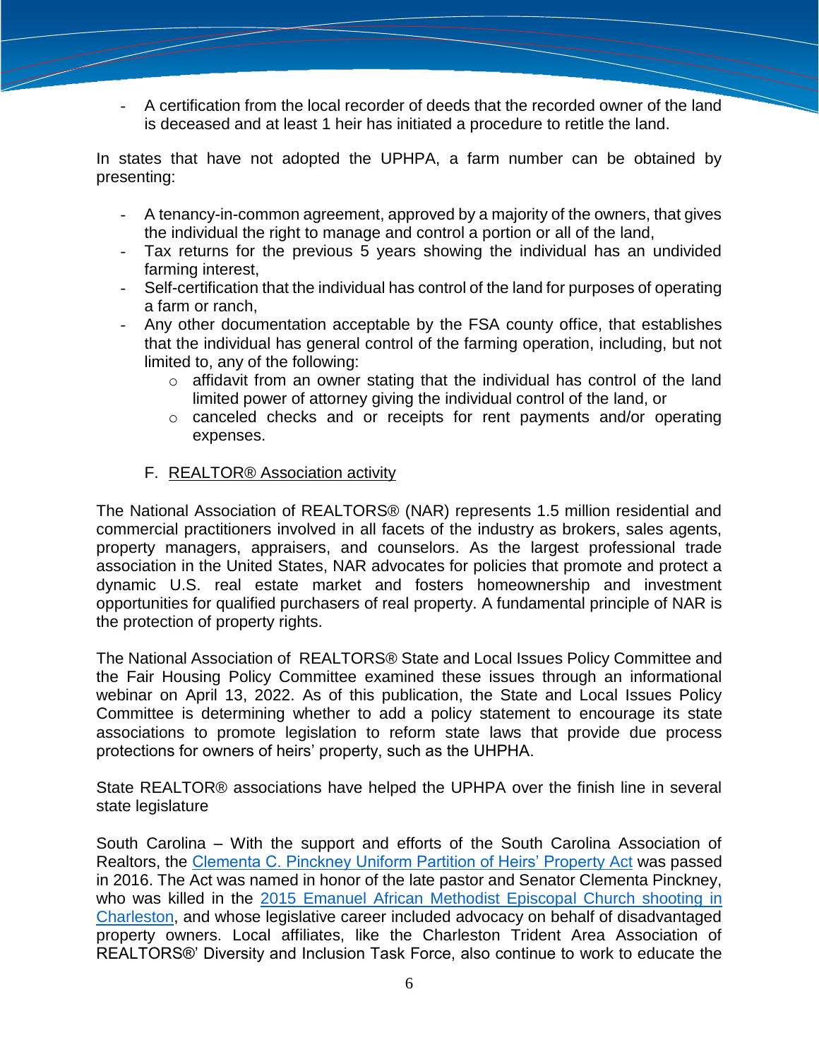- A certification from the local recorder of deeds that the recorded owner of the land is deceased and at least 1 heir has initiated a procedure to retitle the land.

In states that have not adopted the UPHPA, a farm number can be obtained by presenting:

- A tenancy-in-common agreement, approved by a majority of the owners, that gives the individual the right to manage and control a portion or all of the land,
- Tax returns for the previous 5 years showing the individual has an undivided farming interest,
- Self-certification that the individual has control of the land for purposes of operating a farm or ranch,
- Any other documentation acceptable by the FSA county office, that establishes that the individual has general control of the farming operation, including, but not limited to, any of the following:
  - affidavit from an owner stating that the individual has control of the land limited power of attorney giving the individual control of the land, or
  - canceled checks and or receipts for rent payments and/or operating expenses.

F. REALTOR® Association activity

The National Association of REALTORS® (NAR) represents 1.5 million residential and commercial practitioners involved in all facets of the industry as brokers, sales agents, property managers, appraisers, and counselors. As the largest professional trade association in the United States, NAR advocates for policies that promote and protect a dynamic U.S. real estate market and fosters homeownership and investment opportunities for qualified purchasers of real property. A fundamental principle of NAR is the protection of property rights.

The National Association of REALTORS® State and Local Issues Policy Committee and the Fair Housing Policy Committee examined these issues through an informational webinar on April 13, 2022. As of this publication, the State and Local Issues Policy Committee is determining whether to add a policy statement to encourage its state associations to promote legislation to reform state laws that provide due process protections for owners of heirs' property, such as the UHPHA.

State REALTOR® associations have helped the UPHPA over the finish line in several state legislature

South Carolina – With the support and efforts of the South Carolina Association of Realtors, the Clementa C. Pinckney Uniform Partition of Heirs' Property Act was passed in 2016. The Act was named in honor of the late pastor and Senator Clementa Pinckney, who was killed in the 2015 Emanuel African Methodist Episcopal Church shooting in Charleston, and whose legislative career included advocacy on behalf of disadvantaged property owners. Local affiliates, like the Charleston Trident Area Association of REALTORS®' Diversity and Inclusion Task Force, also continue to work to educate the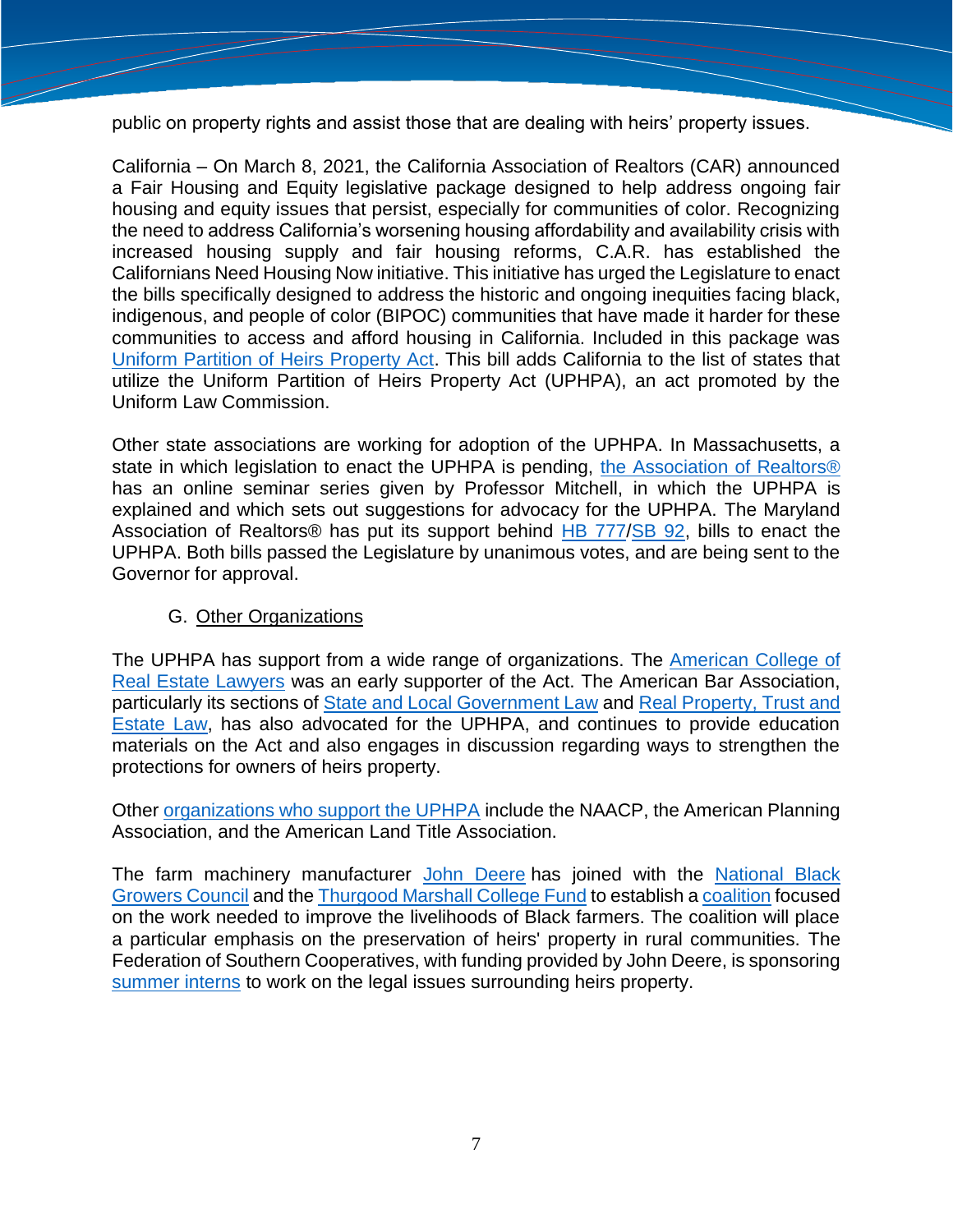public on property rights and assist those that are dealing with heirs' property issues.

California – On March 8, 2021, the California Association of Realtors (CAR) announced a Fair Housing and Equity legislative package designed to help address ongoing fair housing and equity issues that persist, especially for communities of color. Recognizing the need to address California's worsening housing affordability and availability crisis with increased housing supply and fair housing reforms, C.A.R. has established the Californians Need Housing Now initiative. This initiative has urged the Legislature to enact the bills specifically designed to address the historic and ongoing inequities facing black, indigenous, and people of color (BIPOC) communities that have made it harder for these communities to access and afford housing in California. Included in this package was Uniform Partition of Heirs Property Act. This bill adds California to the list of states that utilize the Uniform Partition of Heirs Property Act (UPHPA), an act promoted by the Uniform Law Commission.

Other state associations are working for adoption of the UPHPA. In Massachusetts, a state in which legislation to enact the UPHPA is pending, the Association of Realtors® has an online seminar series given by Professor Mitchell, in which the UPHPA is explained and which sets out suggestions for advocacy for the UPHPA. The Maryland Association of Realtors® has put its support behind HB 777/SB 92, bills to enact the UPHPA. Both bills passed the Legislature by unanimous votes, and are being sent to the Governor for approval.

## G. Other Organizations

The UPHPA has support from a wide range of organizations. The American College of Real Estate Lawyers was an early supporter of the Act. The American Bar Association, particularly its sections of State and Local Government Law and Real Property, Trust and Estate Law, has also advocated for the UPHPA, and continues to provide education materials on the Act and also engages in discussion regarding ways to strengthen the protections for owners of heirs property.

Other organizations who support the UPHPA include the NAACP, the American Planning Association, and the American Land Title Association.

The farm machinery manufacturer John Deere has joined with the National Black Growers Council and the Thurgood Marshall College Fund to establish a coalition focused on the work needed to improve the livelihoods of Black farmers. The coalition will place a particular emphasis on the preservation of heirs' property in rural communities. The Federation of Southern Cooperatives, with funding provided by John Deere, is sponsoring summer interns to work on the legal issues surrounding heirs property.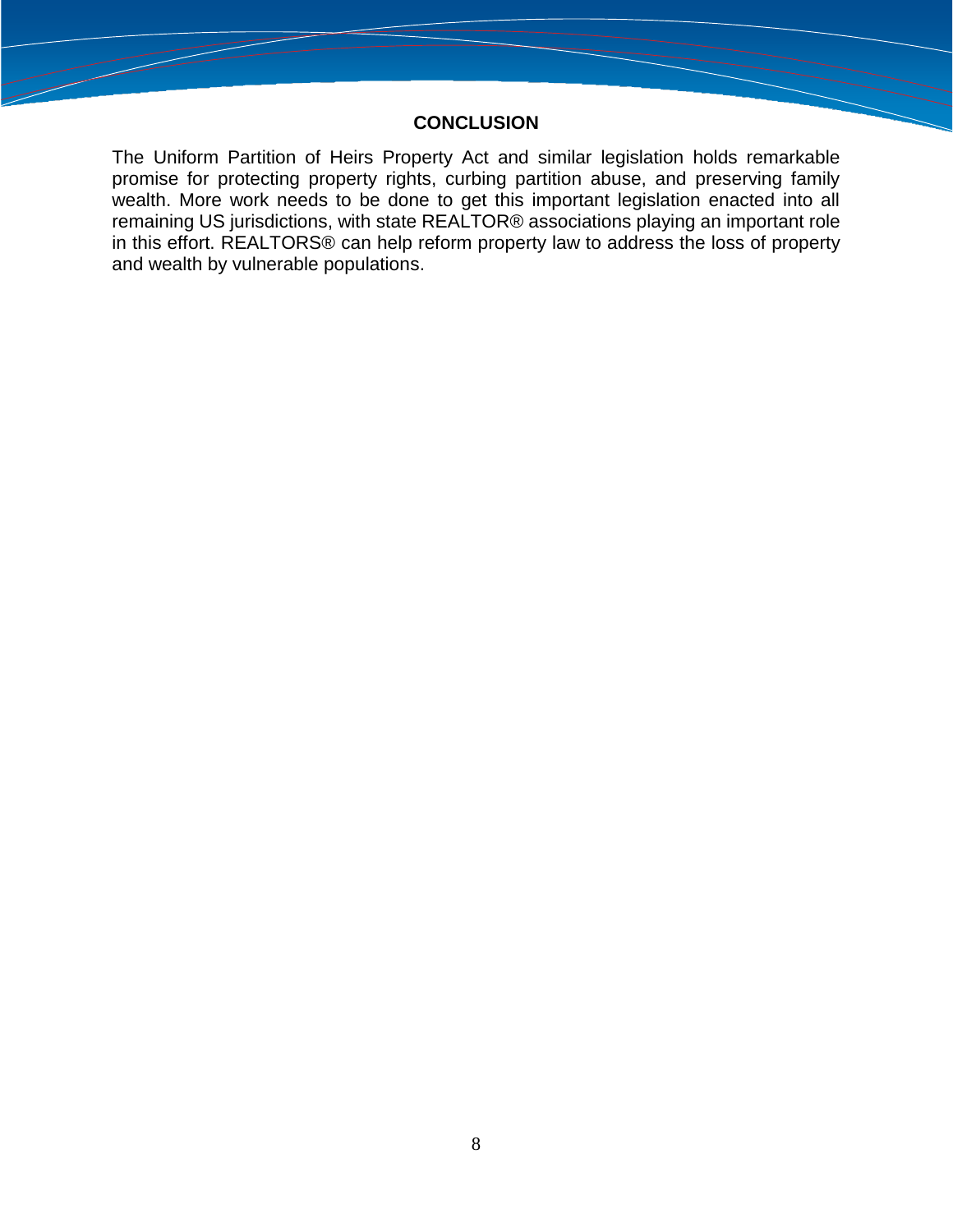## CONCLUSION

The Uniform Partition of Heirs Property Act and similar legislation holds remarkable promise for protecting property rights, curbing partition abuse, and preserving family wealth. More work needs to be done to get this important legislation enacted into all remaining US jurisdictions, with state REALTOR® associations playing an important role in this effort. REALTORS® can help reform property law to address the loss of property and wealth by vulnerable populations.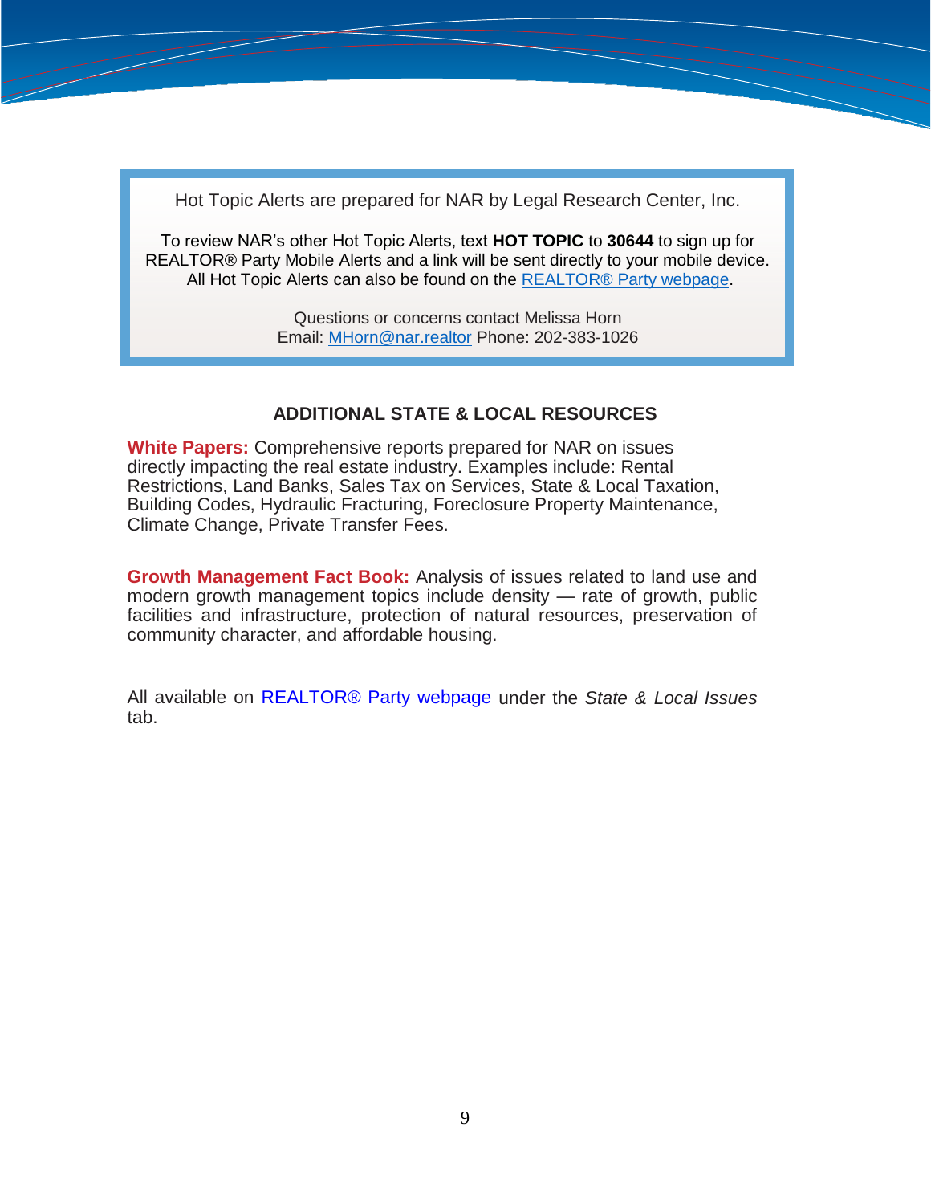Hot Topic Alerts are prepared for NAR by Legal Research Center, Inc.

To review NAR's other Hot Topic Alerts, text **HOT TOPIC** to **30644** to sign up for REALTOR® Party Mobile Alerts and a link will be sent directly to your mobile device. All Hot Topic Alerts can also be found on the REALTOR® Party webpage.

Questions or concerns contact Melissa Horn
Email: MHorn@nar.realtor Phone: 202-383-1026

## ADDITIONAL STATE & LOCAL RESOURCES

**White Papers:** Comprehensive reports prepared for NAR on issues directly impacting the real estate industry. Examples include: Rental Restrictions, Land Banks, Sales Tax on Services, State & Local Taxation, Building Codes, Hydraulic Fracturing, Foreclosure Property Maintenance, Climate Change, Private Transfer Fees.

**Growth Management Fact Book:** Analysis of issues related to land use and modern growth management topics include density — rate of growth, public facilities and infrastructure, protection of natural resources, preservation of community character, and affordable housing.

All available on REALTOR® Party webpage under the *State & Local Issues* tab.